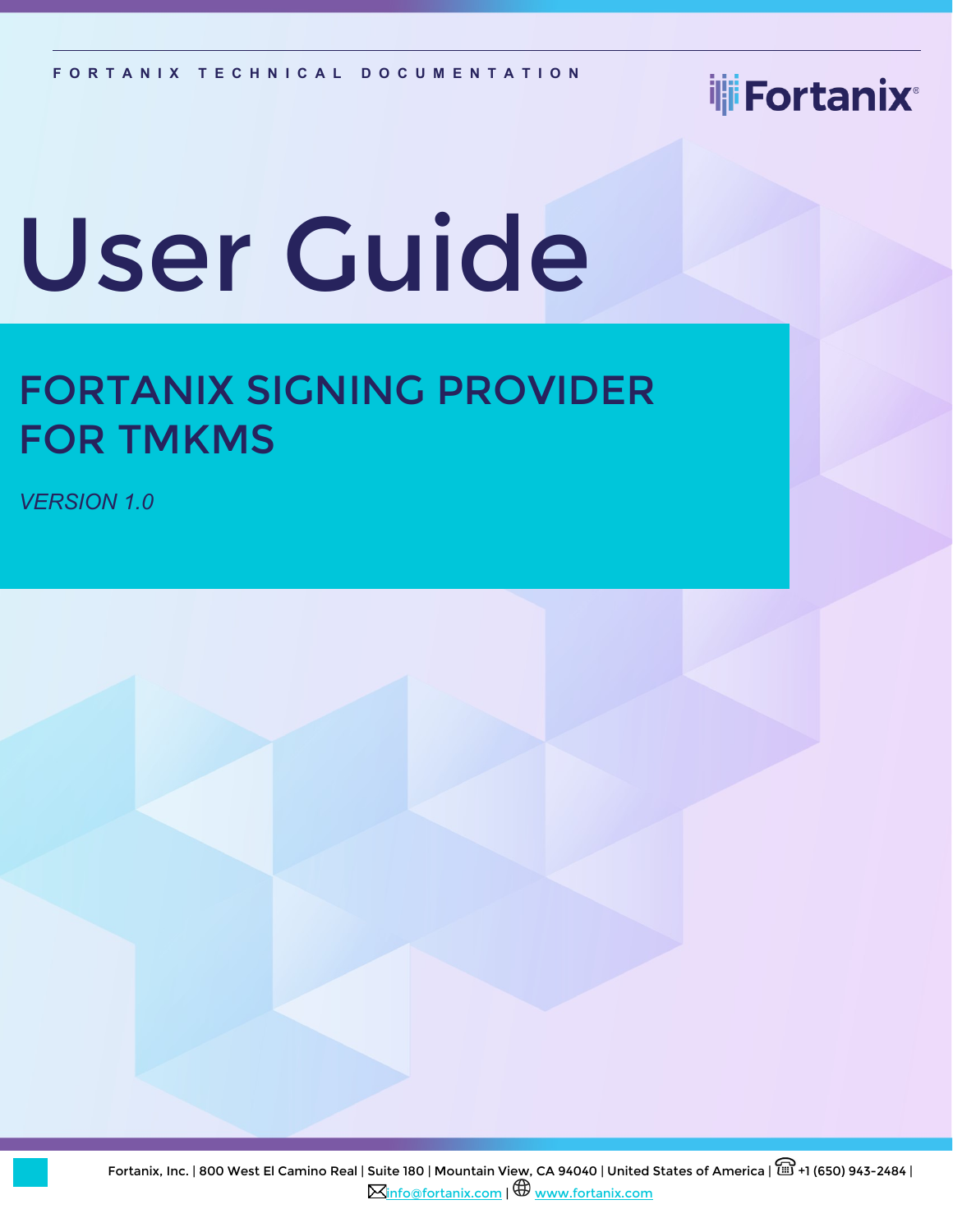FORTANIX TECHNICAL DOCUMENTATION

Fortanix

# User Guide

## FORTANIX SIGNING PROVIDER FOR TMKMS

*VERSION 1.0*

Fortanix, Inc. | 800 West El Camino Real | Suite 180 | Mountain View, CA 94040 | United States of America | +1 (650) 943-2484 | info@fortanix.com | www.fortanix.com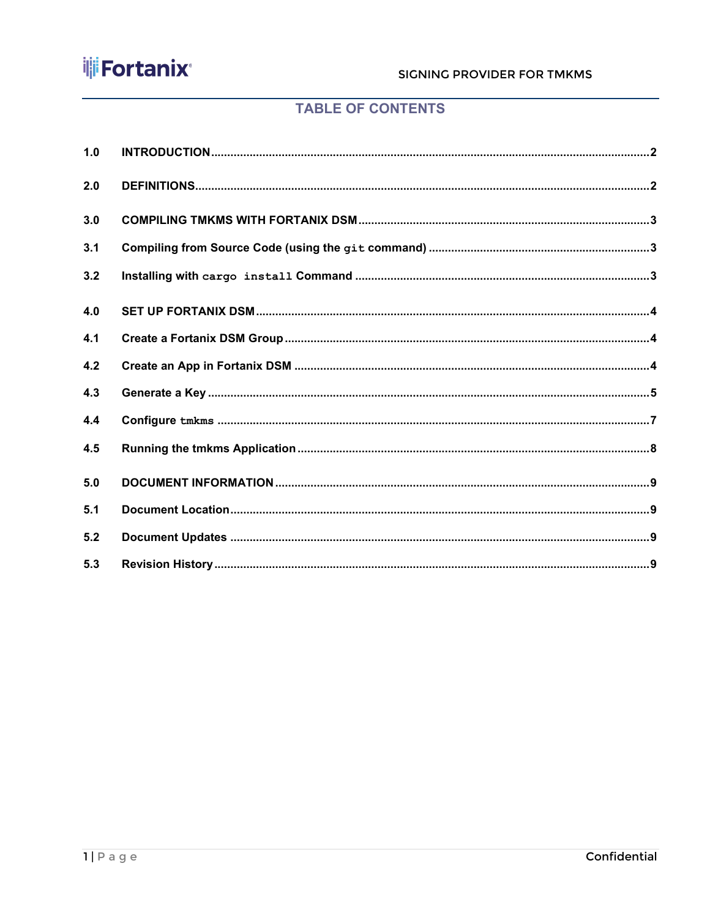# TABLE OF CONTENTS

| | | |
|---|---|---|
| 1.0 | INTRODUCTION | 2 |
| 2.0 | DEFINITIONS | 2 |
| 3.0 | COMPILING TMKMS WITH FORTANIX DSM | 3 |
| 3.1 | Compiling from Source Code (using the `git` command) | 3 |
| 3.2 | Installing with `cargo install` Command | 3 |
| 4.0 | SET UP FORTANIX DSM | 4 |
| 4.1 | Create a Fortanix DSM Group | 4 |
| 4.2 | Create an App in Fortanix DSM | 4 |
| 4.3 | Generate a Key | 5 |
| 4.4 | Configure `tmkms` | 7 |
| 4.5 | Running the tmkms Application | 8 |
| 5.0 | DOCUMENT INFORMATION | 9 |
| 5.1 | Document Location | 9 |
| 5.2 | Document Updates | 9 |
| 5.3 | Revision History | 9 |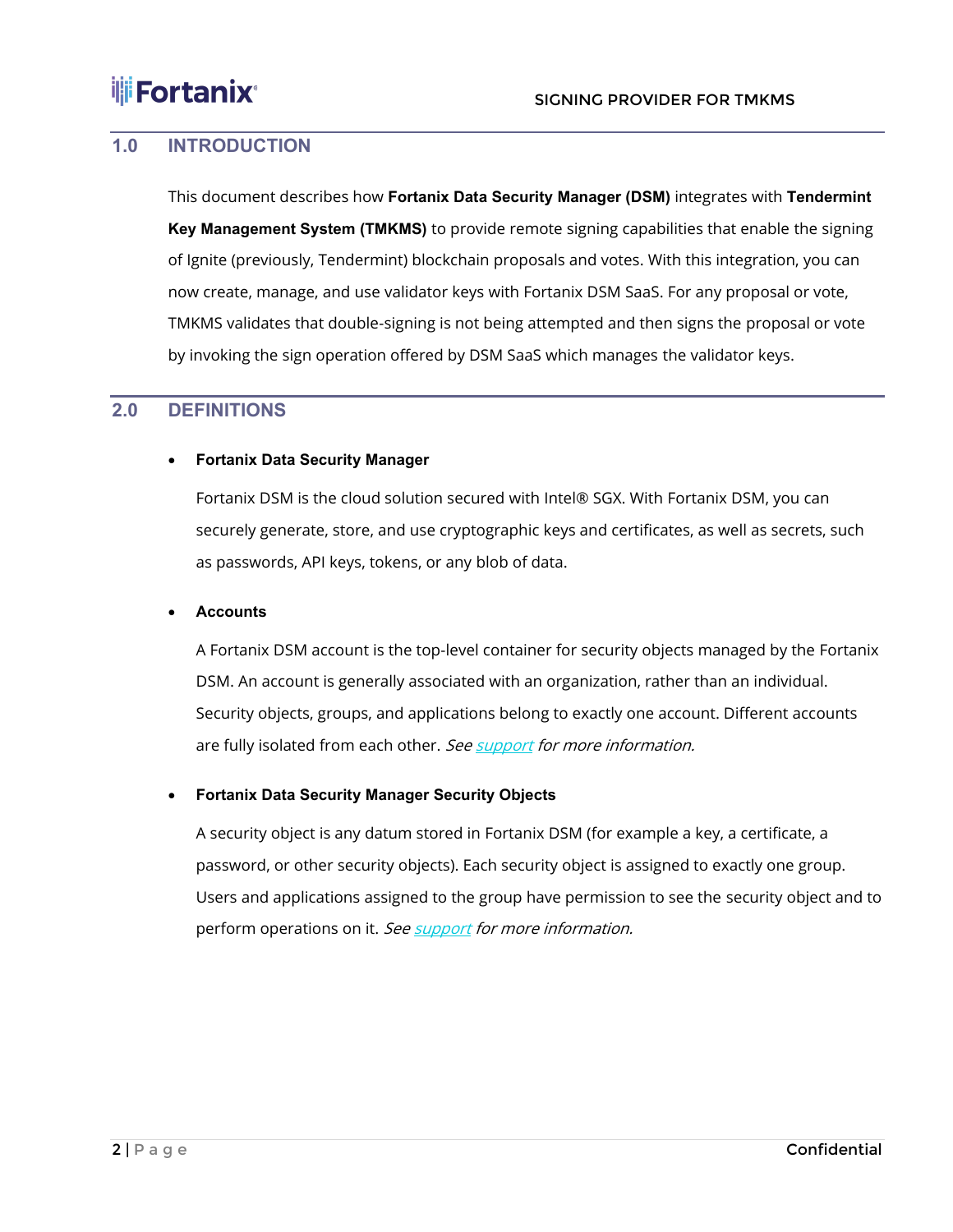## 1.0 INTRODUCTION

This document describes how **Fortanix Data Security Manager (DSM)** integrates with **Tendermint Key Management System (TMKMS)** to provide remote signing capabilities that enable the signing of Ignite (previously, Tendermint) blockchain proposals and votes. With this integration, you can now create, manage, and use validator keys with Fortanix DSM SaaS. For any proposal or vote, TMKMS validates that double-signing is not being attempted and then signs the proposal or vote by invoking the sign operation offered by DSM SaaS which manages the validator keys.

## 2.0 DEFINITIONS

- **Fortanix Data Security Manager**

  Fortanix DSM is the cloud solution secured with Intel® SGX. With Fortanix DSM, you can securely generate, store, and use cryptographic keys and certificates, as well as secrets, such as passwords, API keys, tokens, or any blob of data.

- **Accounts**

  A Fortanix DSM account is the top-level container for security objects managed by the Fortanix DSM. An account is generally associated with an organization, rather than an individual. Security objects, groups, and applications belong to exactly one account. Different accounts are fully isolated from each other. *See support for more information.*

- **Fortanix Data Security Manager Security Objects**

  A security object is any datum stored in Fortanix DSM (for example a key, a certificate, a password, or other security objects). Each security object is assigned to exactly one group. Users and applications assigned to the group have permission to see the security object and to perform operations on it. *See support for more information.*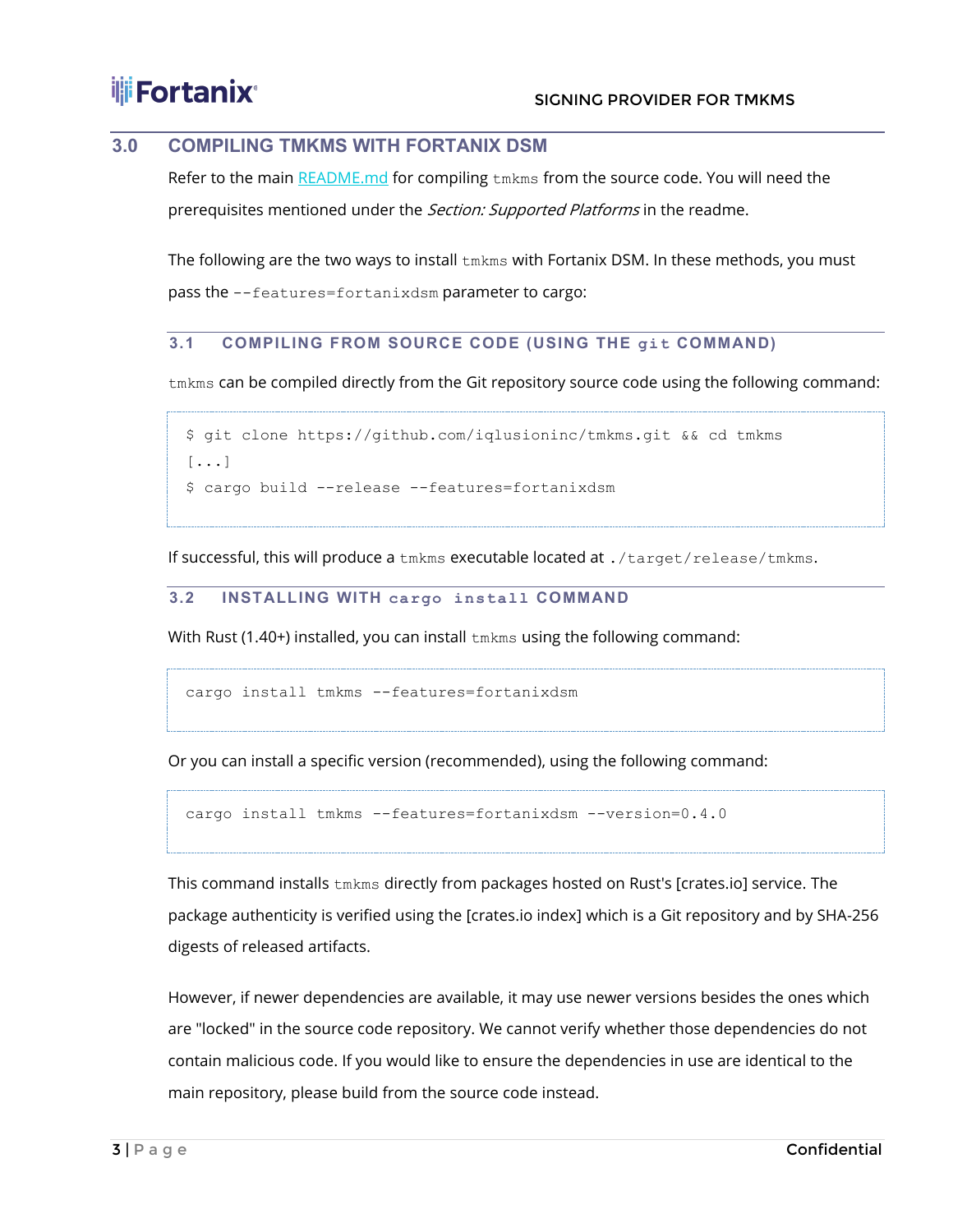## 3.0 COMPILING TMKMS WITH FORTANIX DSM

Refer to the main [README.md](README.md) for compiling `tmkms` from the source code. You will need the prerequisites mentioned under the *Section: Supported Platforms* in the readme.

The following are the two ways to install `tmkms` with Fortanix DSM. In these methods, you must pass the `--features=fortanixdsm` parameter to cargo:

### 3.1 COMPILING FROM SOURCE CODE (USING THE `git` COMMAND)

`tmkms` can be compiled directly from the Git repository source code using the following command:

```
$ git clone https://github.com/iqlusioninc/tmkms.git && cd tmkms
[...]
$ cargo build --release --features=fortanixdsm
```

If successful, this will produce a `tmkms` executable located at `./target/release/tmkms`.

### 3.2 INSTALLING WITH `cargo install` COMMAND

With Rust (1.40+) installed, you can install `tmkms` using the following command:

```
cargo install tmkms --features=fortanixdsm
```

Or you can install a specific version (recommended), using the following command:

```
cargo install tmkms --features=fortanixdsm --version=0.4.0
```

This command installs `tmkms` directly from packages hosted on Rust's [crates.io] service. The package authenticity is verified using the [crates.io index] which is a Git repository and by SHA-256 digests of released artifacts.

However, if newer dependencies are available, it may use newer versions besides the ones which are "locked" in the source code repository. We cannot verify whether those dependencies do not contain malicious code. If you would like to ensure the dependencies in use are identical to the main repository, please build from the source code instead.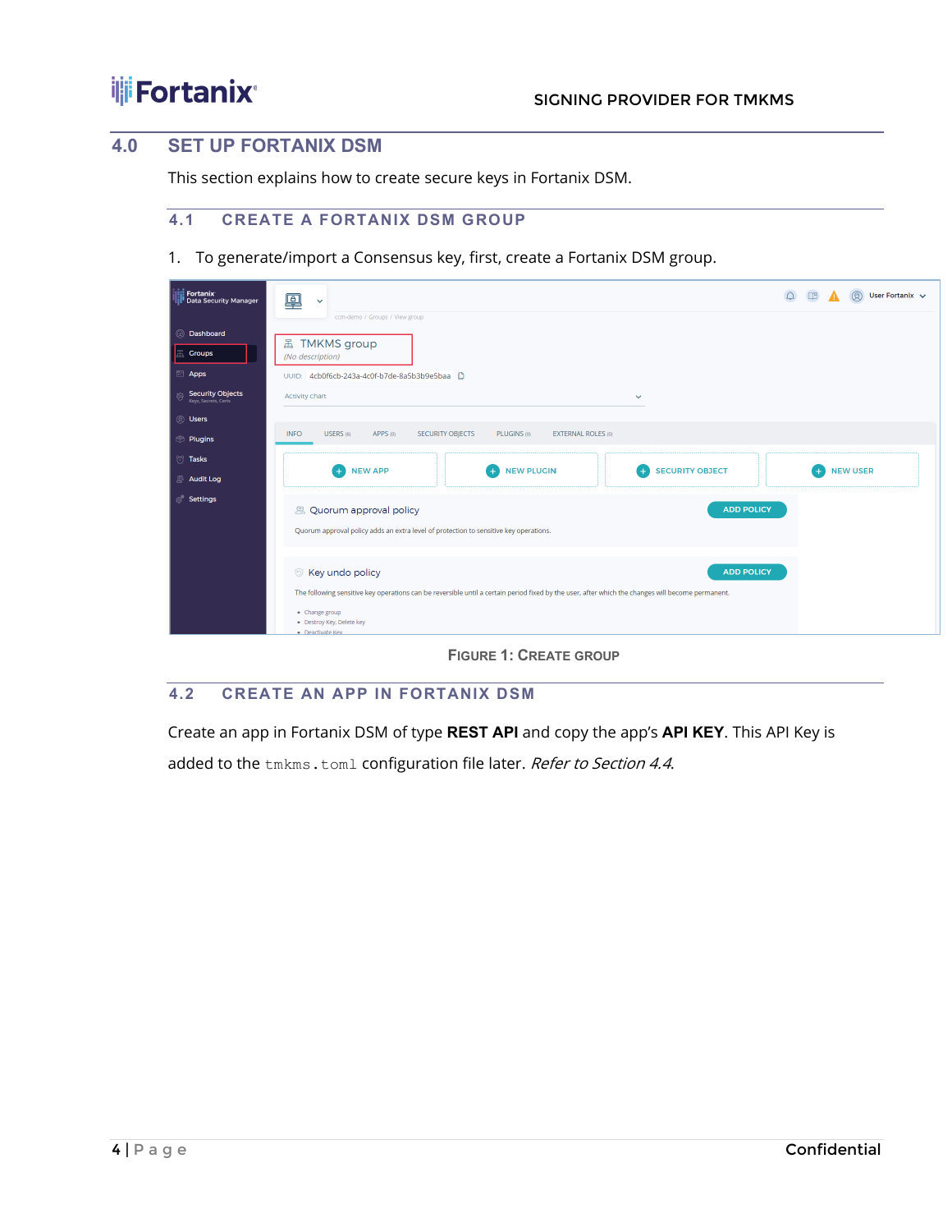## 4.0 SET UP FORTANIX DSM

This section explains how to create secure keys in Fortanix DSM.

### 4.1 CREATE A FORTANIX DSM GROUP

1. To generate/import a Consensus key, first, create a Fortanix DSM group.

FIGURE 1: CREATE GROUP

### 4.2 CREATE AN APP IN FORTANIX DSM

Create an app in Fortanix DSM of type **REST API** and copy the app's **API KEY**. This API Key is added to the `tmkms.toml` configuration file later. *Refer to Section 4.4.*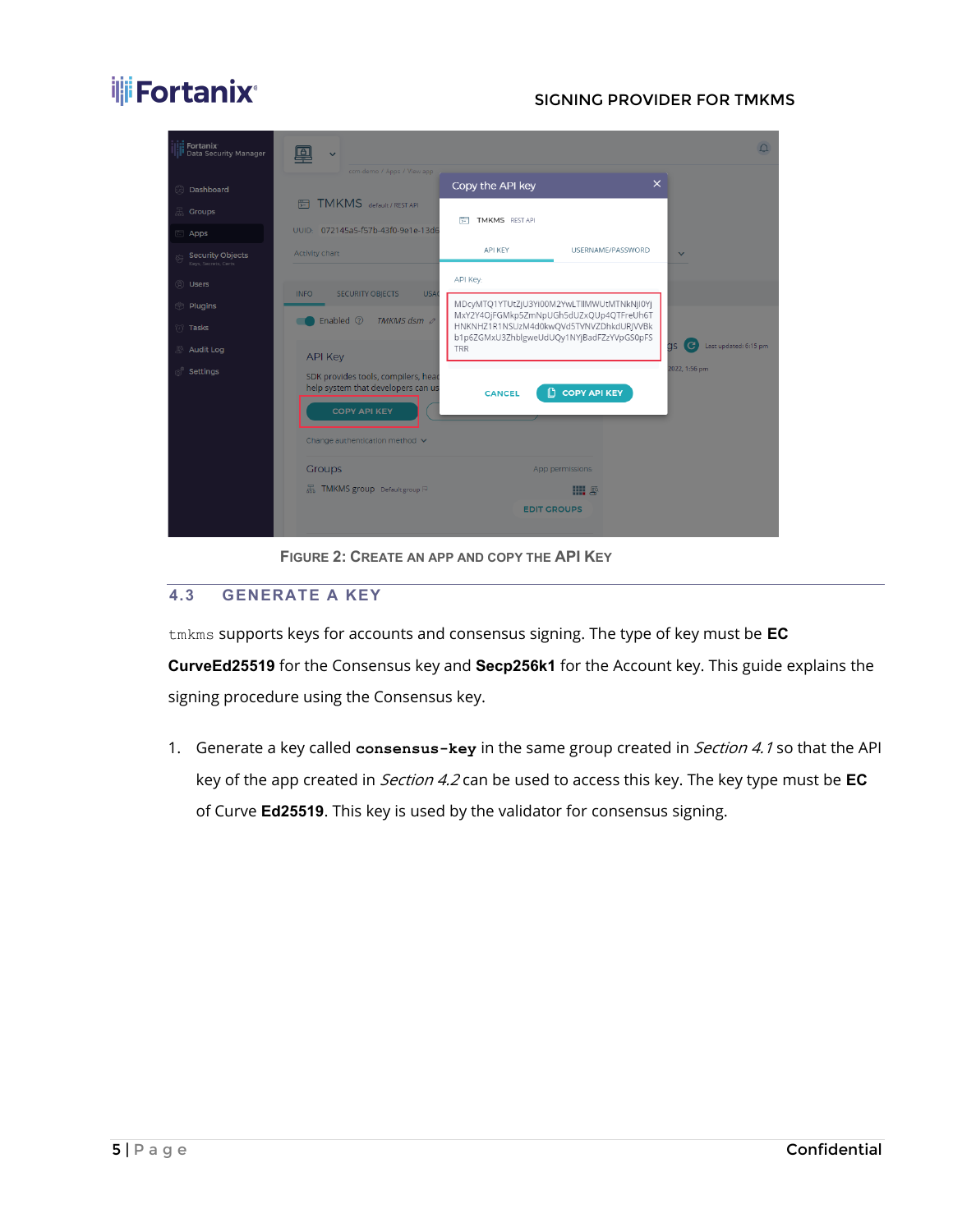FIGURE 2: CREATE AN APP AND COPY THE API KEY

## 4.3 GENERATE A KEY

`tmkms` supports keys for accounts and consensus signing. The type of key must be **EC CurveEd25519** for the Consensus key and **Secp256k1** for the Account key. This guide explains the signing procedure using the Consensus key.

1. Generate a key called **`consensus-key`** in the same group created in *Section 4.1* so that the API key of the app created in *Section 4.2* can be used to access this key. The key type must be **EC** of Curve **Ed25519**. This key is used by the validator for consensus signing.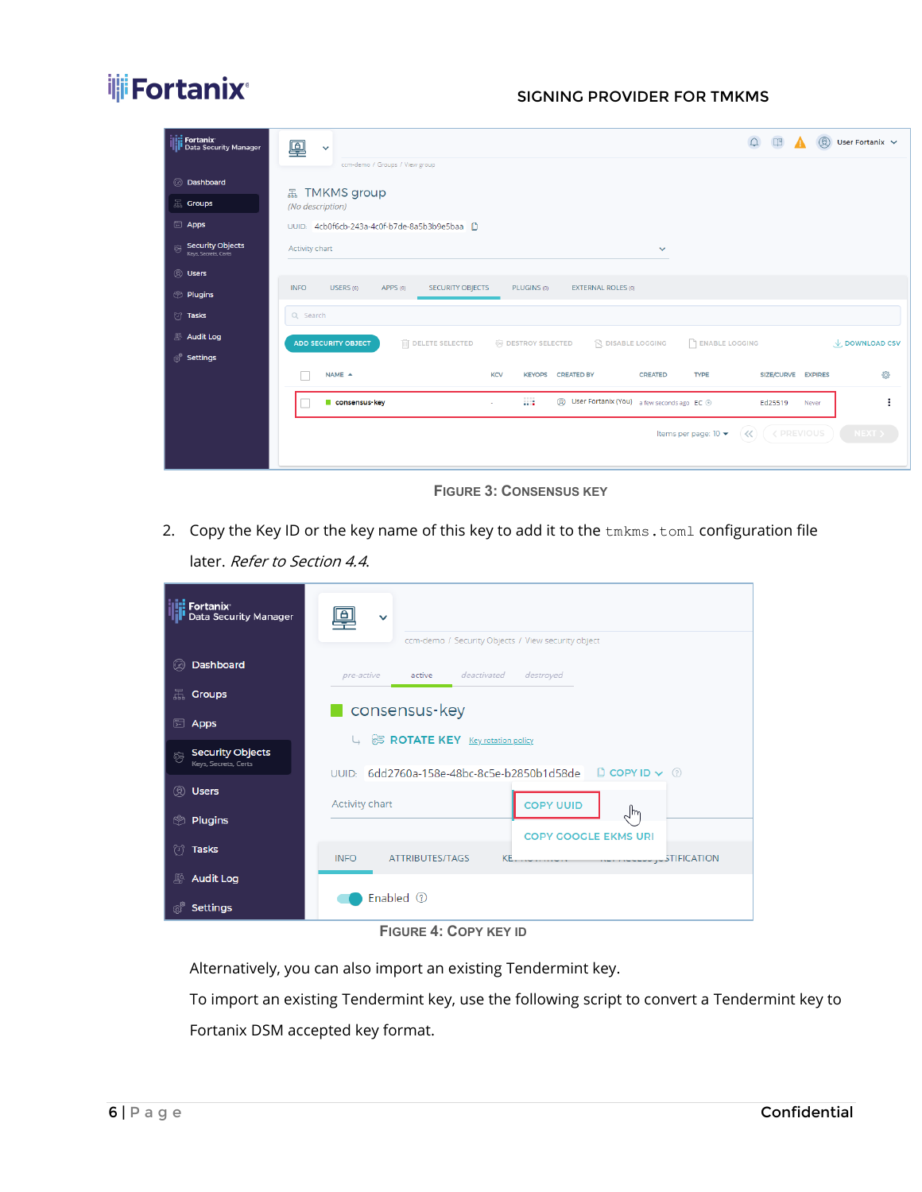FIGURE 3: CONSENSUS KEY

2. Copy the Key ID or the key name of this key to add it to the `tmkms.toml` configuration file later. *Refer to Section 4.4*.

FIGURE 4: COPY KEY ID

Alternatively, you can also import an existing Tendermint key.

To import an existing Tendermint key, use the following script to convert a Tendermint key to Fortanix DSM accepted key format.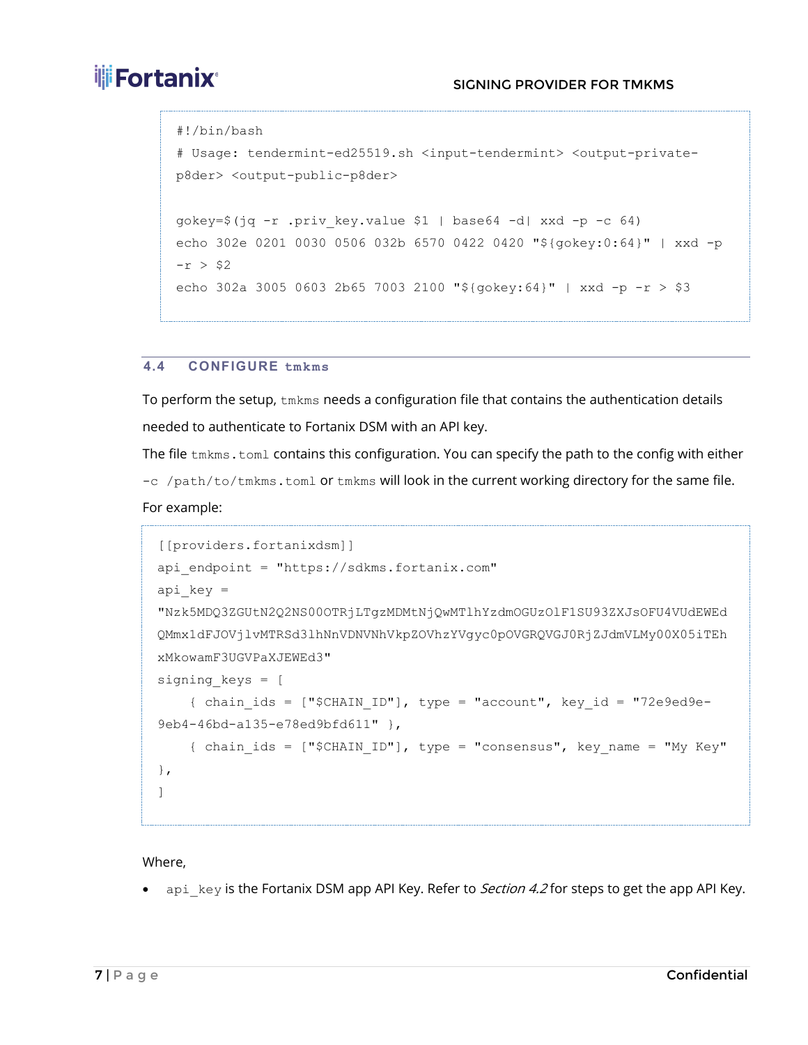```bash
#!/bin/bash
# Usage: tendermint-ed25519.sh <input-tendermint> <output-private-p8der> <output-public-p8der>

gokey=$(jq -r .priv_key.value $1 | base64 -d| xxd -p -c 64)
echo 302e 0201 0030 0506 032b 6570 0422 0420 "${gokey:0:64}" | xxd -p -r > $2
echo 302a 3005 0603 2b65 7003 2100 "${gokey:64}" | xxd -p -r > $3
```

## 4.4 CONFIGURE `tmkms`

To perform the setup, `tmkms` needs a configuration file that contains the authentication details needed to authenticate to Fortanix DSM with an API key.

The file `tmkms.toml` contains this configuration. You can specify the path to the config with either `-c /path/to/tmkms.toml` or `tmkms` will look in the current working directory for the same file.

For example:

```toml
[[providers.fortanixdsm]]
api_endpoint = "https://sdkms.fortanix.com"
api_key =
"Nzk5MDQ3ZGUtN2Q2NS00OTRjLTgzMDMtNjQwMTlhYzdmOGUzOlF1SU93ZXJsOFU4VUdEWEdQMmx1dFJOVjlvMTRSd3lhNnVDNVNhVkpZOVhzYVgyc0pOVGRQVGJ0RjZJdmVLMy00X05iTEhxMkowamF3UGVPaXJEWEd3"
signing_keys = [
    { chain_ids = ["$CHAIN_ID"], type = "account", key_id = "72e9ed9e-9eb4-46bd-a135-e78ed9bfd611" },
    { chain_ids = ["$CHAIN_ID"], type = "consensus", key_name = "My Key"
},
]
```

Where,

- `api_key` is the Fortanix DSM app API Key. Refer to *Section 4.2* for steps to get the app API Key.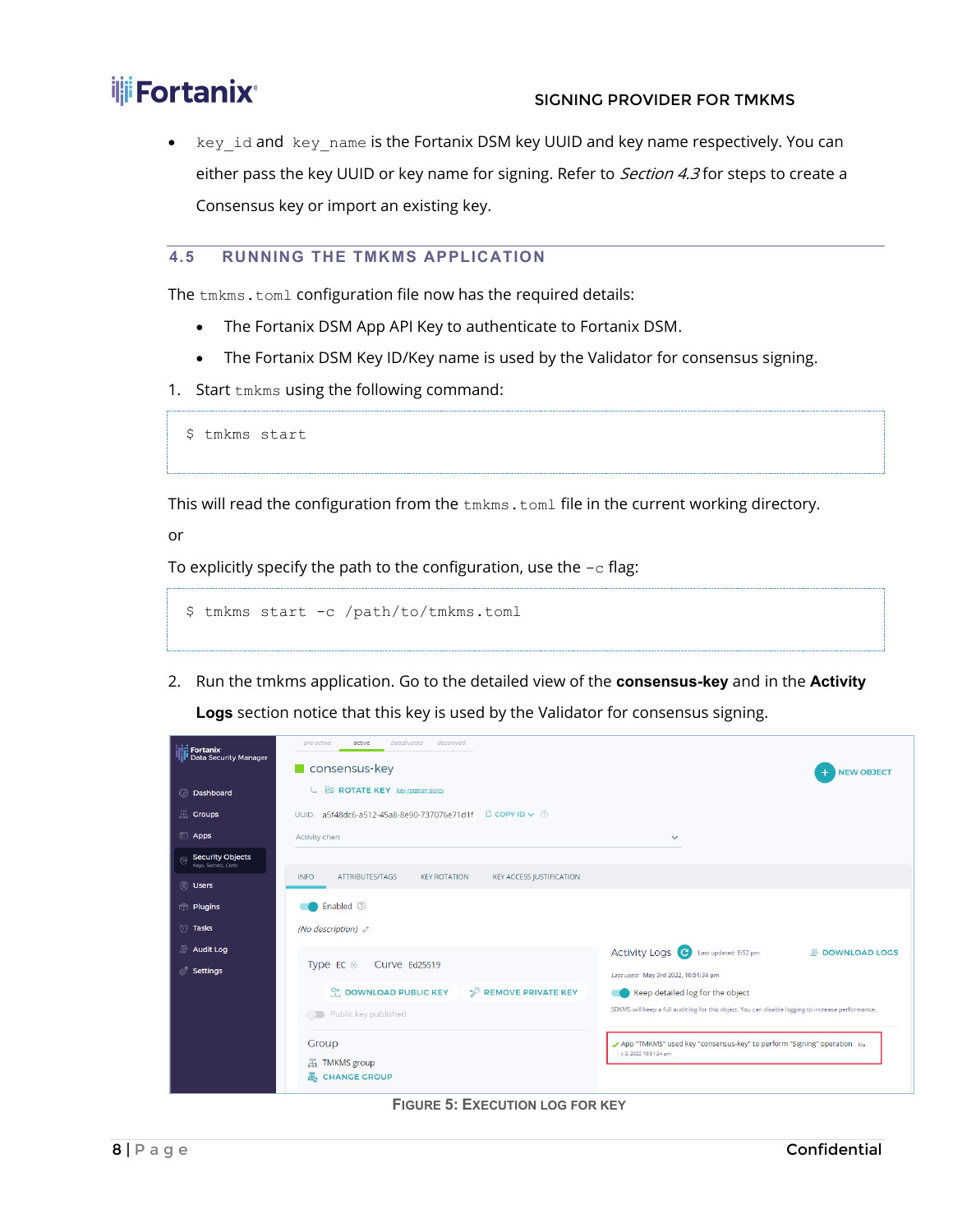- `key_id` and `key_name` is the Fortanix DSM key UUID and key name respectively. You can either pass the key UUID or key name for signing. Refer to *Section 4.3* for steps to create a Consensus key or import an existing key.

## 4.5 RUNNING THE TMKMS APPLICATION

The `tmkms.toml` configuration file now has the required details:

- The Fortanix DSM App API Key to authenticate to Fortanix DSM.
- The Fortanix DSM Key ID/Key name is used by the Validator for consensus signing.

1. Start `tmkms` using the following command:

```
$ tmkms start
```

This will read the configuration from the `tmkms.toml` file in the current working directory.

or

To explicitly specify the path to the configuration, use the `-c` flag:

```
$ tmkms start -c /path/to/tmkms.toml
```

2. Run the tmkms application. Go to the detailed view of the **consensus-key** and in the **Activity Logs** section notice that this key is used by the Validator for consensus signing.

FIGURE 5: EXECUTION LOG FOR KEY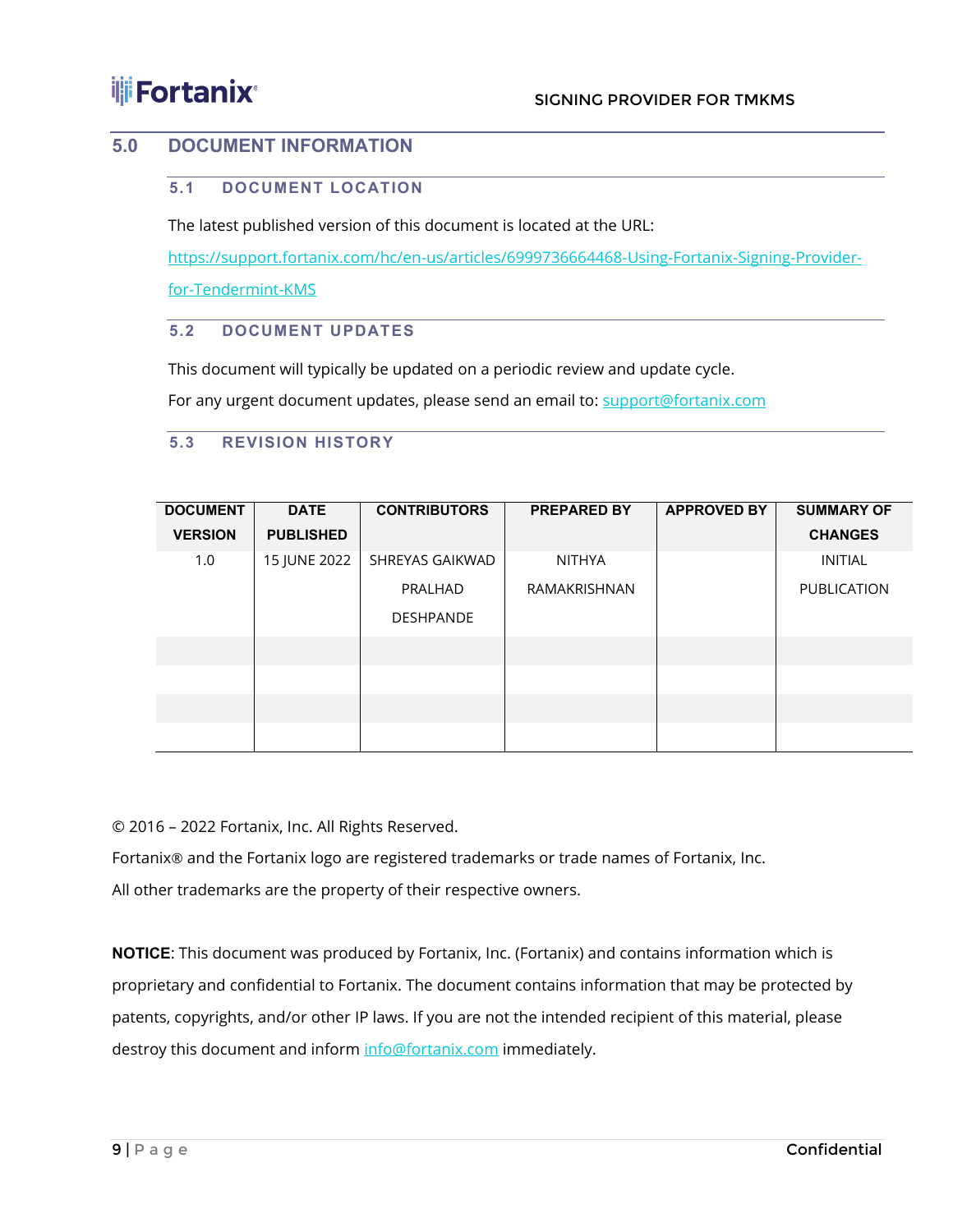## 5.0 DOCUMENT INFORMATION

### 5.1 DOCUMENT LOCATION

The latest published version of this document is located at the URL:

https://support.fortanix.com/hc/en-us/articles/6999736664468-Using-Fortanix-Signing-Provider-for-Tendermint-KMS

### 5.2 DOCUMENT UPDATES

This document will typically be updated on a periodic review and update cycle.

For any urgent document updates, please send an email to: support@fortanix.com

### 5.3 REVISION HISTORY

| DOCUMENT VERSION | DATE PUBLISHED | CONTRIBUTORS | PREPARED BY | APPROVED BY | SUMMARY OF CHANGES |
|---|---|---|---|---|---|
| 1.0 | 15 JUNE 2022 | SHREYAS GAIKWAD PRALHAD DESHPANDE | NITHYA RAMAKRISHNAN | | INITIAL PUBLICATION |
| | | | | | |
| | | | | | |
| | | | | | |
| | | | | | |

© 2016 – 2022 Fortanix, Inc. All Rights Reserved.

Fortanix® and the Fortanix logo are registered trademarks or trade names of Fortanix, Inc.

All other trademarks are the property of their respective owners.

**NOTICE**: This document was produced by Fortanix, Inc. (Fortanix) and contains information which is proprietary and confidential to Fortanix. The document contains information that may be protected by patents, copyrights, and/or other IP laws. If you are not the intended recipient of this material, please destroy this document and inform info@fortanix.com immediately.